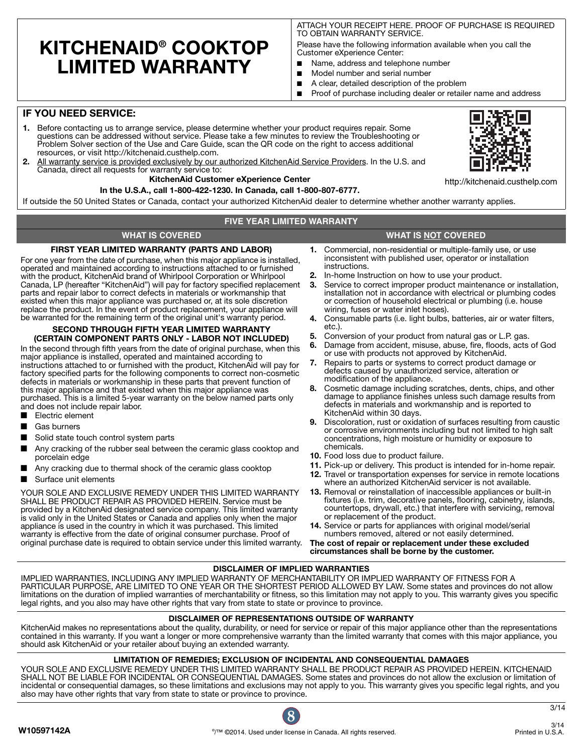# KITCHENAID® COOKTOP LIMITED WARRANTY

ATTACH YOUR RECEIPT HERE. PROOF OF PURCHASE IS REQUIRED TO OBTAIN WARRANTY SERVICE.

Please have the following information available when you call the Customer eXperience Center:

- Name, address and telephone number
- Model number and serial number
- A clear, detailed description of the problem
- Proof of purchase including dealer or retailer name and address

## IF YOU NEED SERVICE:

1. Before contacting us to arrange service, please determine whether your product requires repair. Some questions can be addressed without service. Please take a few minutes to review the Troubleshooting or Problem Solver section of the Use and Care Guide, scan the QR code on the right to access additional resources, or visit http://kitchenaid.custhelp.com.
2. All warranty service is provided exclusively by our authorized KitchenAid Service Providers. In the U.S. and Canada, direct all requests for warranty service to:

**KitchenAid Customer eXperience Center**

**In the U.S.A., call 1-800-422-1230. In Canada, call 1-800-807-6777.**

http://kitchenaid.custhelp.com

If outside the 50 United States or Canada, contact your authorized KitchenAid dealer to determine whether another warranty applies.

## FIVE YEAR LIMITED WARRANTY

### WHAT IS COVERED

**FIRST YEAR LIMITED WARRANTY (PARTS AND LABOR)**

For one year from the date of purchase, when this major appliance is installed, operated and maintained according to instructions attached to or furnished with the product, KitchenAid brand of Whirlpool Corporation or Whirlpool Canada, LP (hereafter "KitchenAid") will pay for factory specified replacement parts and repair labor to correct defects in materials or workmanship that existed when this major appliance was purchased or, at its sole discretion replace the product. In the event of product replacement, your appliance will be warranted for the remaining term of the original unit's warranty period.

**SECOND THROUGH FIFTH YEAR LIMITED WARRANTY (CERTAIN COMPONENT PARTS ONLY - LABOR NOT INCLUDED)**

In the second through fifth years from the date of original purchase, when this major appliance is installed, operated and maintained according to instructions attached to or furnished with the product, KitchenAid will pay for factory specified parts for the following components to correct non-cosmetic defects in materials or workmanship in these parts that prevent function of this major appliance and that existed when this major appliance was purchased. This is a limited 5-year warranty on the below named parts only and does not include repair labor.

- Electric element
- Gas burners
- Solid state touch control system parts
- Any cracking of the rubber seal between the ceramic glass cooktop and porcelain edge
- Any cracking due to thermal shock of the ceramic glass cooktop
- Surface unit elements

YOUR SOLE AND EXCLUSIVE REMEDY UNDER THIS LIMITED WARRANTY SHALL BE PRODUCT REPAIR AS PROVIDED HEREIN. Service must be provided by a KitchenAid designated service company. This limited warranty is valid only in the United States or Canada and applies only when the major appliance is used in the country in which it was purchased. This limited warranty is effective from the date of original consumer purchase. Proof of original purchase date is required to obtain service under this limited warranty.

### WHAT IS NOT COVERED

1. Commercial, non-residential or multiple-family use, or use inconsistent with published user, operator or installation instructions.
2. In-home Instruction on how to use your product.
3. Service to correct improper product maintenance or installation, installation not in accordance with electrical or plumbing codes or correction of household electrical or plumbing (i.e. house wiring, fuses or water inlet hoses).
4. Consumable parts (i.e. light bulbs, batteries, air or water filters, etc.).
5. Conversion of your product from natural gas or L.P. gas.
6. Damage from accident, misuse, abuse, fire, floods, acts of God or use with products not approved by KitchenAid.
7. Repairs to parts or systems to correct product damage or defects caused by unauthorized service, alteration or modification of the appliance.
8. Cosmetic damage including scratches, dents, chips, and other damage to appliance finishes unless such damage results from defects in materials and workmanship and is reported to KitchenAid within 30 days.
9. Discoloration, rust or oxidation of surfaces resulting from caustic or corrosive environments including but not limited to high salt concentrations, high moisture or humidity or exposure to chemicals.
10. Food loss due to product failure.
11. Pick-up or delivery. This product is intended for in-home repair.
12. Travel or transportation expenses for service in remote locations where an authorized KitchenAid servicer is not available.
13. Removal or reinstallation of inaccessible appliances or built-in fixtures (i.e. trim, decorative panels, flooring, cabinetry, islands, countertops, drywall, etc.) that interfere with servicing, removal or replacement of the product.
14. Service or parts for appliances with original model/serial numbers removed, altered or not easily determined.

**The cost of repair or replacement under these excluded circumstances shall be borne by the customer.**

### DISCLAIMER OF IMPLIED WARRANTIES

IMPLIED WARRANTIES, INCLUDING ANY IMPLIED WARRANTY OF MERCHANTABILITY OR IMPLIED WARRANTY OF FITNESS FOR A PARTICULAR PURPOSE, ARE LIMITED TO ONE YEAR OR THE SHORTEST PERIOD ALLOWED BY LAW. Some states and provinces do not allow limitations on the duration of implied warranties of merchantability or fitness, so this limitation may not apply to you. This warranty gives you specific legal rights, and you also may have other rights that vary from state to state or province to province.

### DISCLAIMER OF REPRESENTATIONS OUTSIDE OF WARRANTY

KitchenAid makes no representations about the quality, durability, or need for service or repair of this major appliance other than the representations contained in this warranty. If you want a longer or more comprehensive warranty than the limited warranty that comes with this major appliance, you should ask KitchenAid or your retailer about buying an extended warranty.

### LIMITATION OF REMEDIES; EXCLUSION OF INCIDENTAL AND CONSEQUENTIAL DAMAGES

YOUR SOLE AND EXCLUSIVE REMEDY UNDER THIS LIMITED WARRANTY SHALL BE PRODUCT REPAIR AS PROVIDED HEREIN. KITCHENAID SHALL NOT BE LIABLE FOR INCIDENTAL OR CONSEQUENTIAL DAMAGES. Some states and provinces do not allow the exclusion or limitation of incidental or consequential damages, so these limitations and exclusions may not apply to you. This warranty gives you specific legal rights, and you also may have other rights that vary from state to state or province to province.

3/14

W10597142A

®/™ ©2014. Used under license in Canada. All rights reserved.

3/14
Printed in U.S.A.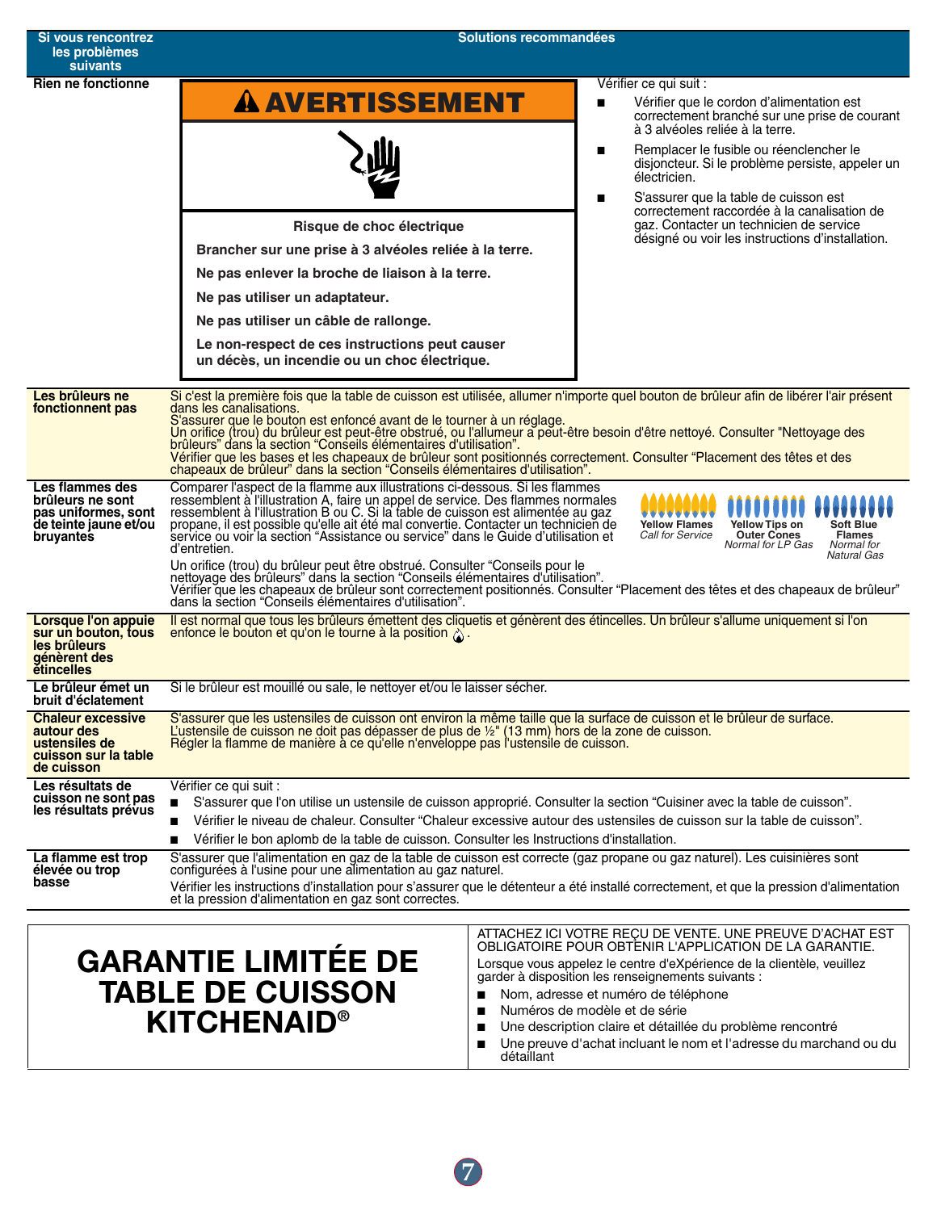| Si vous rencontrez les problèmes suivants | Solutions recommandées |
| --- | --- |
| **Rien ne fonctionne** | **⚠ AVERTISSEMENT** Risque de choc électrique. **Brancher sur une prise à 3 alvéoles reliée à la terre. Ne pas enlever la broche de liaison à la terre. Ne pas utiliser un adaptateur. Ne pas utiliser un câble de rallonge. Le non-respect de ces instructions peut causer un décès, un incendie ou un choc électrique.** Vérifier ce qui suit : ■ Vérifier que le cordon d'alimentation est correctement branché sur une prise de courant à 3 alvéoles reliée à la terre. ■ Remplacer le fusible ou réenclencher le disjoncteur. Si le problème persiste, appeler un électricien. ■ S'assurer que la table de cuisson est correctement raccordée à la canalisation de gaz. Contacter un technicien de service désigné ou voir les instructions d'installation. |
| **Les brûleurs ne fonctionnent pas** | Si c'est la première fois que la table de cuisson est utilisée, allumer n'importe quel bouton de brûleur afin de libérer l'air présent dans les canalisations. S'assurer que le bouton est enfoncé avant de le tourner à un réglage. Un orifice (trou) du brûleur est peut-être obstrué, ou l'allumeur a peut-être besoin d'être nettoyé. Consulter "Nettoyage des brûleurs" dans la section "Conseils élémentaires d'utilisation". Vérifier que les bases et les chapeaux de brûleur sont positionnés correctement. Consulter "Placement des têtes et des chapeaux de brûleur" dans la section "Conseils élémentaires d'utilisation". |
| **Les flammes des brûleurs ne sont pas uniformes, sont de teinte jaune et/ou bruyantes** | Comparer l'aspect de la flamme aux illustrations ci-dessous. Si les flammes ressemblent à l'illustration A, faire un appel de service. Des flammes normales ressemblent à l'illustration B ou C. Si la table de cuisson est alimentée au gaz propane, il est possible qu'elle ait été mal convertie. Contacter un technicien de service ou voir la section "Assistance ou service" dans le Guide d'utilisation et d'entretien. Yellow Flames *Call for Service* / Yellow Tips on Outer Cones *Normal for LP Gas* / Soft Blue Flames *Normal for Natural Gas*. Un orifice (trou) du brûleur peut être obstrué. Consulter "Conseils pour le nettoyage des brûleurs" dans la section "Conseils élémentaires d'utilisation". Vérifier que les chapeaux de brûleur sont correctement positionnés. Consulter "Placement des têtes et des chapeaux de brûleur" dans la section "Conseils élémentaires d'utilisation". |
| **Lorsque l'on appuie sur un bouton, tous les brûleurs génèrent des étincelles** | Il est normal que tous les brûleurs émettent des cliquetis et génèrent des étincelles. Un brûleur s'allume uniquement si l'on enfonce le bouton et qu'on le tourne à la position (allumage). |
| **Le brûleur émet un bruit d'éclatement** | Si le brûleur est mouillé ou sale, le nettoyer et/ou le laisser sécher. |
| **Chaleur excessive autour des ustensiles de cuisson sur la table de cuisson** | S'assurer que les ustensiles de cuisson ont environ la même taille que la surface de cuisson et le brûleur de surface. L'ustensile de cuisson ne doit pas dépasser de plus de ½" (13 mm) hors de la zone de cuisson. Régler la flamme de manière à ce qu'elle n'enveloppe pas l'ustensile de cuisson. |
| **Les résultats de cuisson ne sont pas les résultats prévus** | Vérifier ce qui suit : ■ S'assurer que l'on utilise un ustensile de cuisson approprié. Consulter la section "Cuisiner avec la table de cuisson". ■ Vérifier le niveau de chaleur. Consulter "Chaleur excessive autour des ustensiles de cuisson sur la table de cuisson". ■ Vérifier le bon aplomb de la table de cuisson. Consulter les Instructions d'installation. |
| **La flamme est trop élevée ou trop basse** | S'assurer que l'alimentation en gaz de la table de cuisson est correcte (gaz propane ou gaz naturel). Les cuisinières sont configurées à l'usine pour une alimentation au gaz naturel. Vérifier les instructions d'installation pour s'assurer que le détenteur a été installé correctement, et que la pression d'alimentation et la pression d'alimentation en gaz sont correctes. |

# GARANTIE LIMITÉE DE TABLE DE CUISSON KITCHENAID®

ATTACHEZ ICI VOTRE REÇU DE VENTE. UNE PREUVE D'ACHAT EST OBLIGATOIRE POUR OBTENIR L'APPLICATION DE LA GARANTIE.

Lorsque vous appelez le centre d'eXpérience de la clientèle, veuillez garder à disposition les renseignements suivants :

- Nom, adresse et numéro de téléphone
- Numéros de modèle et de série
- Une description claire et détaillée du problème rencontré
- Une preuve d'achat incluant le nom et l'adresse du marchand ou du détaillant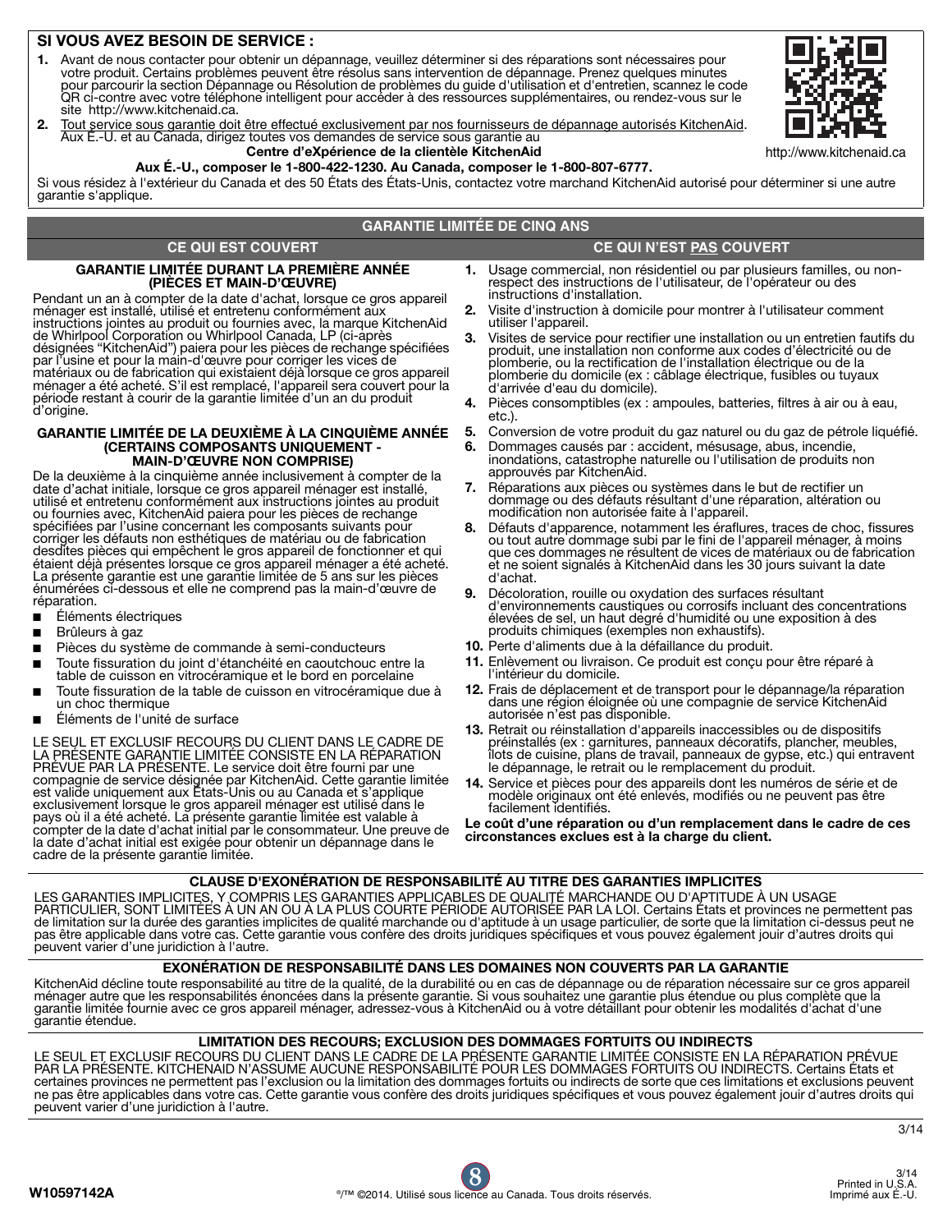## SI VOUS AVEZ BESOIN DE SERVICE :

1. Avant de nous contacter pour obtenir un dépannage, veuillez déterminer si des réparations sont nécessaires pour votre produit. Certains problèmes peuvent être résolus sans intervention de dépannage. Prenez quelques minutes pour parcourir la section Dépannage ou Résolution de problèmes du guide d'utilisation et d'entretien, scannez le code QR ci-contre avec votre téléphone intelligent pour accéder à des ressources supplémentaires, ou rendez-vous sur le site http://www.kitchenaid.ca.
2. Tout service sous garantie doit être effectué exclusivement par nos fournisseurs de dépannage autorisés KitchenAid. Aux É.-U. et au Canada, dirigez toutes vos demandes de service sous garantie au

**Centre d'eXpérience de la clientèle KitchenAid**

**Aux É.-U., composer le 1-800-422-1230. Au Canada, composer le 1-800-807-6777.**

http://www.kitchenaid.ca

Si vous résidez à l'extérieur du Canada et des 50 États des États-Unis, contactez votre marchand KitchenAid autorisé pour déterminer si une autre garantie s'applique.

## GARANTIE LIMITÉE DE CINQ ANS

### CE QUI EST COUVERT

**GARANTIE LIMITÉE DURANT LA PREMIÈRE ANNÉE (PIÈCES ET MAIN-D'ŒUVRE)**

Pendant un an à compter de la date d'achat, lorsque ce gros appareil ménager est installé, utilisé et entretenu conformément aux instructions jointes au produit ou fournies avec, la marque KitchenAid de Whirlpool Corporation ou Whirlpool Canada, LP (ci-après désignées "KitchenAid") paiera pour les pièces de rechange spécifiées par l'usine et pour la main-d'œuvre pour corriger les vices de matériaux ou de fabrication qui existaient déjà lorsque ce gros appareil ménager a été acheté. S'il est remplacé, l'appareil sera couvert pour la période restant à courir de la garantie limitée d'un an du produit d'origine.

**GARANTIE LIMITÉE DE LA DEUXIÈME À LA CINQUIÈME ANNÉE (CERTAINS COMPOSANTS UNIQUEMENT - MAIN-D'ŒUVRE NON COMPRISE)**

De la deuxième à la cinquième année inclusivement à compter de la date d'achat initiale, lorsque ce gros appareil ménager est installé, utilisé et entretenu conformément aux instructions jointes au produit ou fournies avec, KitchenAid paiera pour les pièces de rechange spécifiées par l'usine concernant les composants suivants pour corriger les défauts non esthétiques de matériau ou de fabrication desdites pièces qui empêchent le gros appareil de fonctionner et qui étaient déjà présentes lorsque ce gros appareil ménager a été acheté. La présente garantie est une garantie limitée de 5 ans sur les pièces énumérées ci-dessous et elle ne comprend pas la main-d'œuvre de réparation.

- Éléments électriques
- Brûleurs à gaz
- Pièces du système de commande à semi-conducteurs
- Toute fissuration du joint d'étanchéité en caoutchouc entre la table de cuisson en vitrocéramique et le bord en porcelaine
- Toute fissuration de la table de cuisson en vitrocéramique due à un choc thermique
- Éléments de l'unité de surface

LE SEUL ET EXCLUSIF RECOURS DU CLIENT DANS LE CADRE DE LA PRÉSENTE GARANTIE LIMITÉE CONSISTE EN LA RÉPARATION PRÉVUE PAR LA PRÉSENTE. Le service doit être fourni par une compagnie de service désignée par KitchenAid. Cette garantie limitée est valide uniquement aux États-Unis ou au Canada et s'applique exclusivement lorsque le gros appareil ménager est utilisé dans le pays où il a été acheté. La présente garantie limitée est valable à compter de la date d'achat initial par le consommateur. Une preuve de la date d'achat initial est exigée pour obtenir un dépannage dans le cadre de la présente garantie limitée.

### CE QUI N'EST PAS COUVERT

1. Usage commercial, non résidentiel ou par plusieurs familles, ou non-respect des instructions de l'utilisateur, de l'opérateur ou des instructions d'installation.
2. Visite d'instruction à domicile pour montrer à l'utilisateur comment utiliser l'appareil.
3. Visites de service pour rectifier une installation ou un entretien fautifs du produit, une installation non conforme aux codes d'électricité ou de plomberie, ou la rectification de l'installation électrique ou de la plomberie du domicile (ex : câblage électrique, fusibles ou tuyaux d'arrivée d'eau du domicile).
4. Pièces consomptibles (ex : ampoules, batteries, filtres à air ou à eau, etc.).
5. Conversion de votre produit du gaz naturel ou du gaz de pétrole liquéfié.
6. Dommages causés par : accident, mésusage, abus, incendie, inondations, catastrophe naturelle ou l'utilisation de produits non approuvés par KitchenAid.
7. Réparations aux pièces ou systèmes dans le but de rectifier un dommage ou des défauts résultant d'une réparation, altération ou modification non autorisée faite à l'appareil.
8. Défauts d'apparence, notamment les éraflures, traces de choc, fissures ou tout autre dommage subi par le fini de l'appareil ménager, à moins que ces dommages ne résultent de vices de matériaux ou de fabrication et ne soient signalés à KitchenAid dans les 30 jours suivant la date d'achat.
9. Décoloration, rouille ou oxydation des surfaces résultant d'environnements caustiques ou corrosifs incluant des concentrations élevées de sel, un haut degré d'humidité ou une exposition à des produits chimiques (exemples non exhaustifs).
10. Perte d'aliments due à la défaillance du produit.
11. Enlèvement ou livraison. Ce produit est conçu pour être réparé à l'intérieur du domicile.
12. Frais de déplacement et de transport pour le dépannage/la réparation dans une région éloignée où une compagnie de service KitchenAid autorisée n'est pas disponible.
13. Retrait ou réinstallation d'appareils inaccessibles ou de dispositifs préinstallés (ex : garnitures, panneaux décoratifs, plancher, meubles, îlots de cuisine, plans de travail, panneaux de gypse, etc.) qui entravent le dépannage, le retrait ou le remplacement du produit.
14. Service et pièces pour des appareils dont les numéros de série et de modèle originaux ont été enlevés, modifiés ou ne peuvent pas être facilement identifiés.

**Le coût d'une réparation ou d'un remplacement dans le cadre de ces circonstances exclues est à la charge du client.**

### CLAUSE D'EXONÉRATION DE RESPONSABILITÉ AU TITRE DES GARANTIES IMPLICITES

LES GARANTIES IMPLICITES, Y COMPRIS LES GARANTIES APPLICABLES DE QUALITÉ MARCHANDE OU D'APTITUDE À UN USAGE PARTICULIER, SONT LIMITÉES À UN AN OU À LA PLUS COURTE PÉRIODE AUTORISÉE PAR LA LOI. Certains États et provinces ne permettent pas de limitation sur la durée des garanties implicites de qualité marchande ou d'aptitude à un usage particulier, de sorte que la limitation ci-dessus peut ne pas être applicable dans votre cas. Cette garantie vous confère des droits juridiques spécifiques et vous pouvez également jouir d'autres droits qui peuvent varier d'une juridiction à l'autre.

### EXONÉRATION DE RESPONSABILITÉ DANS LES DOMAINES NON COUVERTS PAR LA GARANTIE

KitchenAid décline toute responsabilité au titre de la qualité, de la durabilité ou en cas de dépannage ou de réparation nécessaire sur ce gros appareil ménager autre que les responsabilités énoncées dans la présente garantie. Si vous souhaitez une garantie plus étendue ou plus complète que la garantie limitée fournie avec ce gros appareil ménager, adressez-vous à KitchenAid ou à votre détaillant pour obtenir les modalités d'achat d'une garantie étendue.

### LIMITATION DES RECOURS; EXCLUSION DES DOMMAGES FORTUITS OU INDIRECTS

LE SEUL ET EXCLUSIF RECOURS DU CLIENT DANS LE CADRE DE LA PRÉSENTE GARANTIE LIMITÉE CONSISTE EN LA RÉPARATION PRÉVUE PAR LA PRÉSENTE. KITCHENAID N'ASSUME AUCUNE RESPONSABILITÉ POUR LES DOMMAGES FORTUITS OU INDIRECTS. Certains États et certaines provinces ne permettent pas l'exclusion ou la limitation des dommages fortuits ou indirects de sorte que ces limitations et exclusions peuvent ne pas être applicables dans votre cas. Cette garantie vous confère des droits juridiques spécifiques et vous pouvez également jouir d'autres droits qui peuvent varier d'une juridiction à l'autre.

3/14

W10597142A

®/™ ©2014. Utilisé sous licence au Canada. Tous droits réservés.

3/14
Printed in U.S.A.
Imprimé aux É.-U.